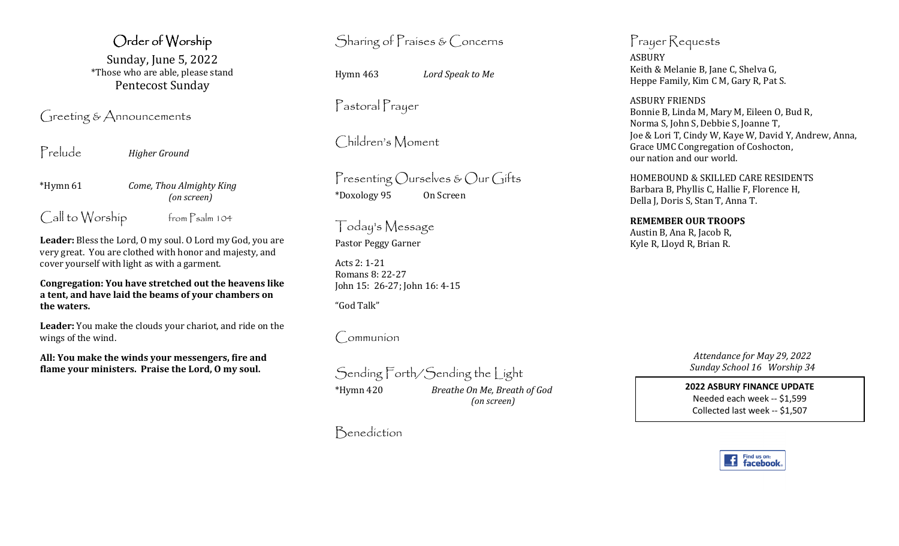# Order of Worship

Sunday, June 5, 2022
*Those who are able, please stand
Pentecost Sunday

## Greeting & Announcements

## Prelude

*Higher Ground*

*Hymn 61 — *Come, Thou Almighty King* *(on screen)*

## Call to Worship

from Psalm 104

**Leader:** Bless the Lord, O my soul. O Lord my God, you are very great. You are clothed with honor and majesty, and cover yourself with light as with a garment.

**Congregation: You have stretched out the heavens like a tent, and have laid the beams of your chambers on the waters.**

**Leader:** You make the clouds your chariot, and ride on the wings of the wind.

**All: You make the winds your messengers, fire and flame your ministers. Praise the Lord, O my soul.**

## Sharing of Praises & Concerns

Hymn 463 — *Lord Speak to Me*

## Pastoral Prayer

## Children's Moment

## Presenting Ourselves & Our Gifts

*Doxology 95 — On Screen

## Today's Message

Pastor Peggy Garner

Acts 2: 1-21
Romans 8: 22-27
John 15: 26-27; John 16: 4-15

"God Talk"

## Communion

## Sending Forth/Sending the Light

*Hymn 420 — *Breathe On Me, Breath of God* *(on screen)*

## Benediction

## Prayer Requests

ASBURY
Keith & Melanie B, Jane C, Shelva G,
Heppe Family, Kim C M, Gary R, Pat S.

ASBURY FRIENDS
Bonnie B, Linda M, Mary M, Eileen O, Bud R,
Norma S, John S, Debbie S, Joanne T,
Joe & Lori T, Cindy W, Kaye W, David Y, Andrew, Anna,
Grace UMC Congregation of Coshocton,
our nation and our world.

HOMEBOUND & SKILLED CARE RESIDENTS
Barbara B, Phyllis C, Hallie F, Florence H,
Della J, Doris S, Stan T, Anna T.

**REMEMBER OUR TROOPS**
Austin B, Ana R, Jacob R,
Kyle R, Lloyd R, Brian R.

*Attendance for May 29, 2022*
*Sunday School 16 Worship 34*

**2022 ASBURY FINANCE UPDATE**
Needed each week -- $1,599
Collected last week -- $1,507

Find us on: facebook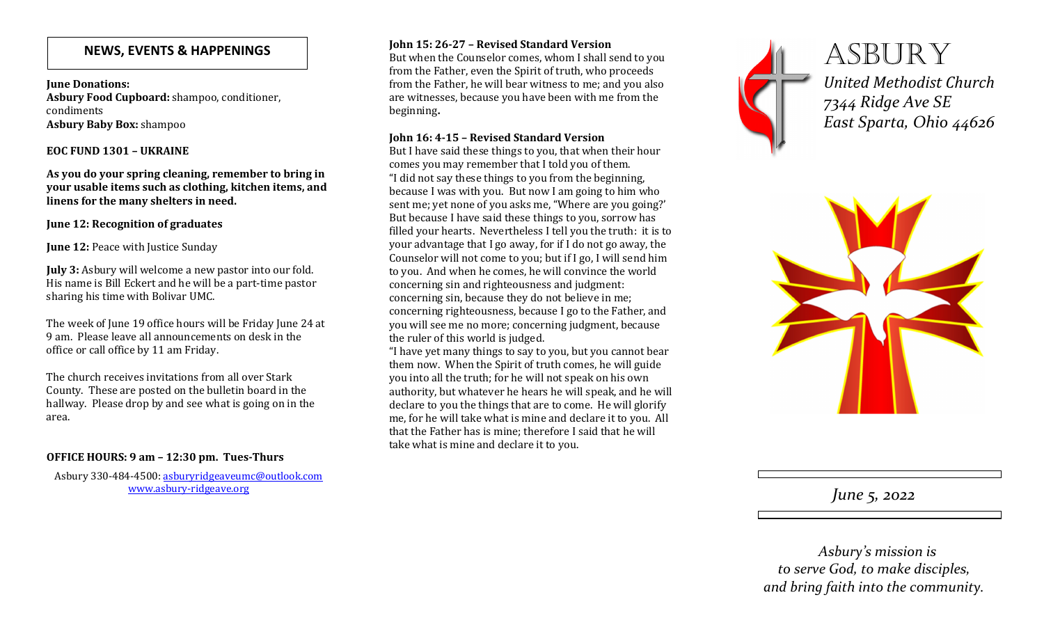## NEWS, EVENTS & HAPPENINGS

**June Donations:**
**Asbury Food Cupboard:** shampoo, conditioner, condiments
**Asbury Baby Box:** shampoo

**EOC FUND 1301 – UKRAINE**

**As you do your spring cleaning, remember to bring in your usable items such as clothing, kitchen items, and linens for the many shelters in need.**

**June 12: Recognition of graduates**

**June 12:** Peace with Justice Sunday

**July 3:** Asbury will welcome a new pastor into our fold. His name is Bill Eckert and he will be a part-time pastor sharing his time with Bolivar UMC.

The week of June 19 office hours will be Friday June 24 at 9 am. Please leave all announcements on desk in the office or call office by 11 am Friday.

The church receives invitations from all over Stark County. These are posted on the bulletin board in the hallway. Please drop by and see what is going on in the area.

**OFFICE HOURS: 9 am – 12:30 pm. Tues-Thurs**

Asbury 330-484-4500: asburyridgeaveumc@outlook.com
www.asbury-ridgeave.org

**John 15: 26-27 – Revised Standard Version**
But when the Counselor comes, whom I shall send to you from the Father, even the Spirit of truth, who proceeds from the Father, he will bear witness to me; and you also are witnesses, because you have been with me from the beginning**.**

**John 16: 4-15 – Revised Standard Version**
But I have said these things to you, that when their hour comes you may remember that I told you of them.
"I did not say these things to you from the beginning, because I was with you. But now I am going to him who sent me; yet none of you asks me, "Where are you going?' But because I have said these things to you, sorrow has filled your hearts. Nevertheless I tell you the truth: it is to your advantage that I go away, for if I do not go away, the Counselor will not come to you; but if I go, I will send him to you. And when he comes, he will convince the world concerning sin and righteousness and judgment: concerning sin, because they do not believe in me; concerning righteousness, because I go to the Father, and you will see me no more; concerning judgment, because the ruler of this world is judged.
"I have yet many things to say to you, but you cannot bear them now. When the Spirit of truth comes, he will guide you into all the truth; for he will not speak on his own authority, but whatever he hears he will speak, and he will declare to you the things that are to come. He will glorify me, for he will take what is mine and declare it to you. All that the Father has is mine; therefore I said that he will take what is mine and declare it to you.

# ASBURY

*United Methodist Church*
*7344 Ridge Ave SE*
*East Sparta, Ohio 44626*

*June 5, 2022*

*Asbury's mission is*
*to serve God, to make disciples,*
*and bring faith into the community.*